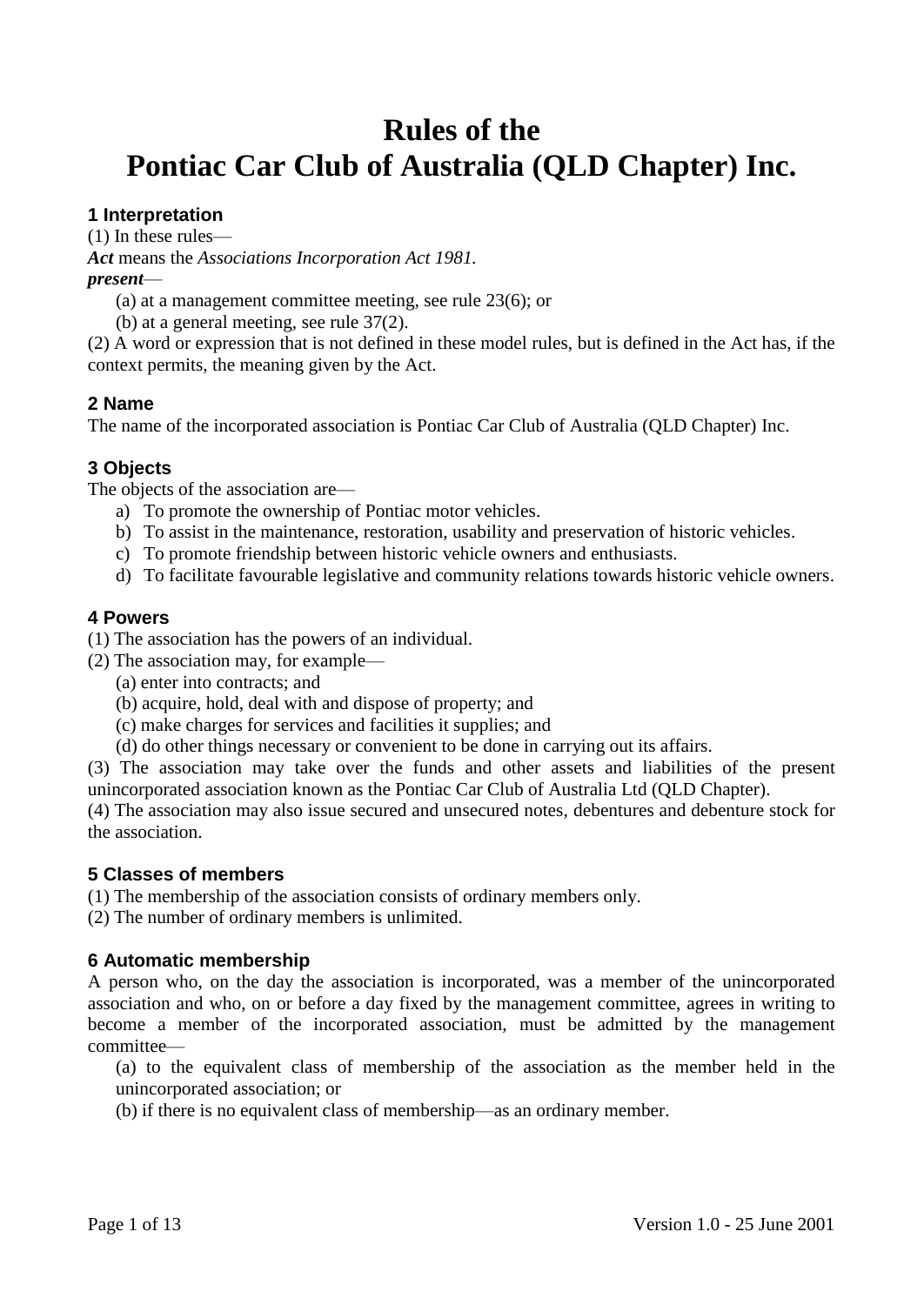# Rules of the
# Pontiac Car Club of Australia (QLD Chapter) Inc.

### 1 Interpretation

(1) In these rules—

***Act*** means the *Associations Incorporation Act 1981.*

***present***—

(a) at a management committee meeting, see rule 23(6); or

(b) at a general meeting, see rule 37(2).

(2) A word or expression that is not defined in these model rules, but is defined in the Act has, if the context permits, the meaning given by the Act.

### 2 Name

The name of the incorporated association is Pontiac Car Club of Australia (QLD Chapter) Inc.

### 3 Objects

The objects of the association are—

a) To promote the ownership of Pontiac motor vehicles.
b) To assist in the maintenance, restoration, usability and preservation of historic vehicles.
c) To promote friendship between historic vehicle owners and enthusiasts.
d) To facilitate favourable legislative and community relations towards historic vehicle owners.

### 4 Powers

(1) The association has the powers of an individual.

(2) The association may, for example—

(a) enter into contracts; and

(b) acquire, hold, deal with and dispose of property; and

(c) make charges for services and facilities it supplies; and

(d) do other things necessary or convenient to be done in carrying out its affairs.

(3) The association may take over the funds and other assets and liabilities of the present unincorporated association known as the Pontiac Car Club of Australia Ltd (QLD Chapter).

(4) The association may also issue secured and unsecured notes, debentures and debenture stock for the association.

### 5 Classes of members

(1) The membership of the association consists of ordinary members only.

(2) The number of ordinary members is unlimited.

### 6 Automatic membership

A person who, on the day the association is incorporated, was a member of the unincorporated association and who, on or before a day fixed by the management committee, agrees in writing to become a member of the incorporated association, must be admitted by the management committee—

(a) to the equivalent class of membership of the association as the member held in the unincorporated association; or

(b) if there is no equivalent class of membership—as an ordinary member.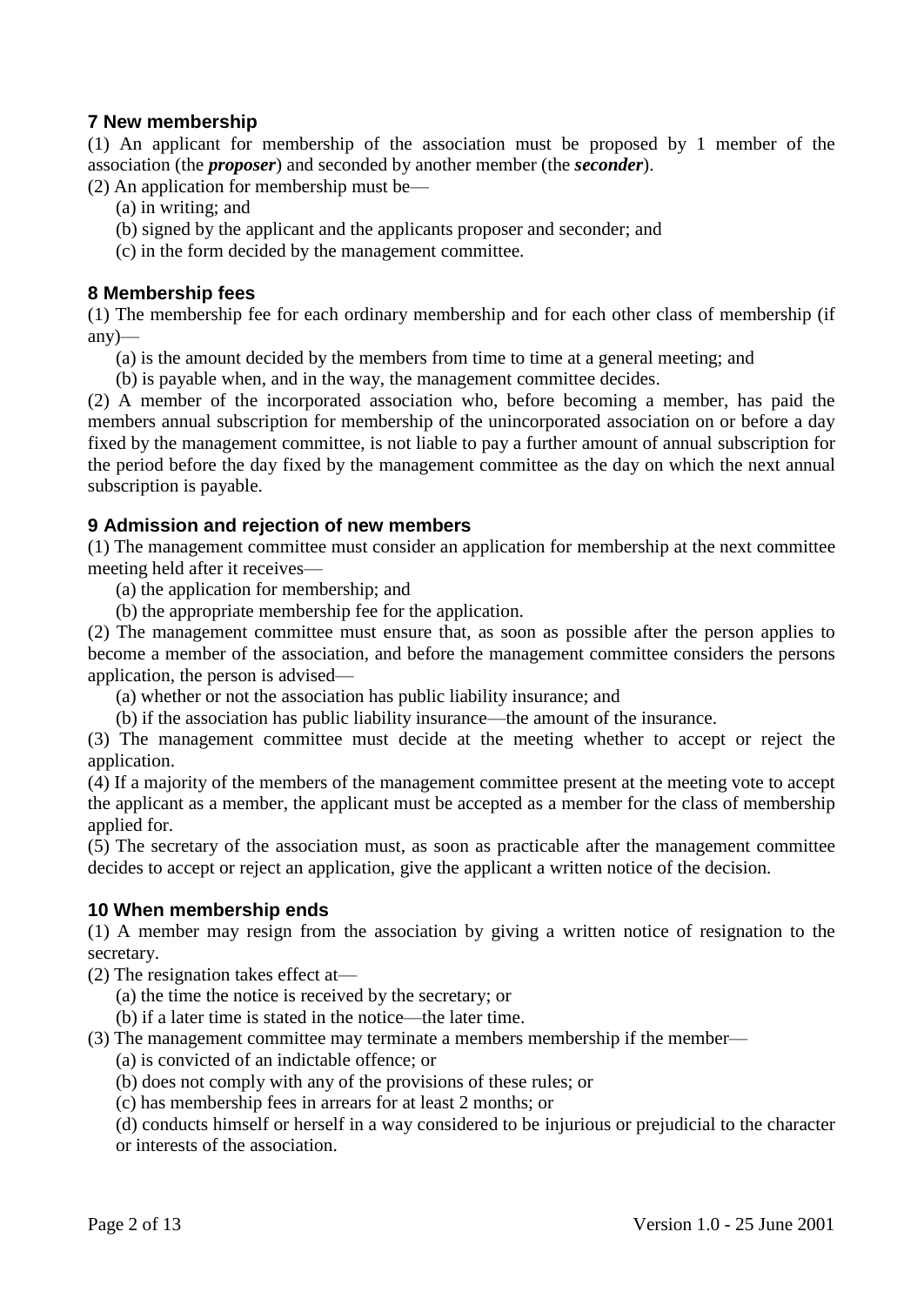### 7 New membership

(1) An applicant for membership of the association must be proposed by 1 member of the association (the ***proposer***) and seconded by another member (the ***seconder***).

(2) An application for membership must be—

(a) in writing; and

(b) signed by the applicant and the applicants proposer and seconder; and

(c) in the form decided by the management committee.

### 8 Membership fees

(1) The membership fee for each ordinary membership and for each other class of membership (if any)—

(a) is the amount decided by the members from time to time at a general meeting; and

(b) is payable when, and in the way, the management committee decides.

(2) A member of the incorporated association who, before becoming a member, has paid the members annual subscription for membership of the unincorporated association on or before a day fixed by the management committee, is not liable to pay a further amount of annual subscription for the period before the day fixed by the management committee as the day on which the next annual subscription is payable.

### 9 Admission and rejection of new members

(1) The management committee must consider an application for membership at the next committee meeting held after it receives—

(a) the application for membership; and

(b) the appropriate membership fee for the application.

(2) The management committee must ensure that, as soon as possible after the person applies to become a member of the association, and before the management committee considers the persons application, the person is advised—

(a) whether or not the association has public liability insurance; and

(b) if the association has public liability insurance—the amount of the insurance.

(3) The management committee must decide at the meeting whether to accept or reject the application.

(4) If a majority of the members of the management committee present at the meeting vote to accept the applicant as a member, the applicant must be accepted as a member for the class of membership applied for.

(5) The secretary of the association must, as soon as practicable after the management committee decides to accept or reject an application, give the applicant a written notice of the decision.

### 10 When membership ends

(1) A member may resign from the association by giving a written notice of resignation to the secretary.

(2) The resignation takes effect at—

(a) the time the notice is received by the secretary; or

(b) if a later time is stated in the notice—the later time.

(3) The management committee may terminate a members membership if the member—

(a) is convicted of an indictable offence; or

(b) does not comply with any of the provisions of these rules; or

(c) has membership fees in arrears for at least 2 months; or

(d) conducts himself or herself in a way considered to be injurious or prejudicial to the character or interests of the association.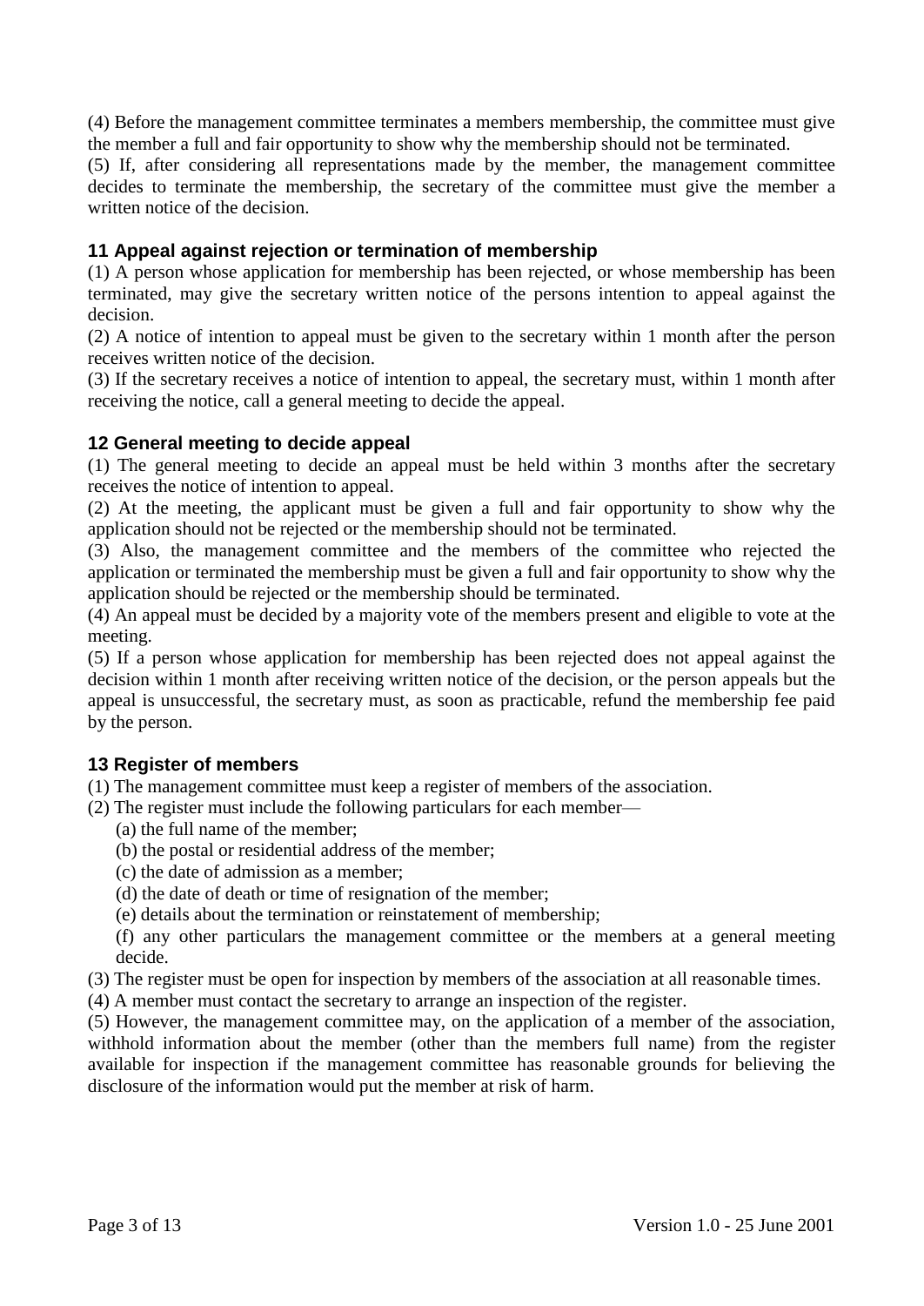(4) Before the management committee terminates a members membership, the committee must give the member a full and fair opportunity to show why the membership should not be terminated.

(5) If, after considering all representations made by the member, the management committee decides to terminate the membership, the secretary of the committee must give the member a written notice of the decision.

### 11 Appeal against rejection or termination of membership

(1) A person whose application for membership has been rejected, or whose membership has been terminated, may give the secretary written notice of the persons intention to appeal against the decision.

(2) A notice of intention to appeal must be given to the secretary within 1 month after the person receives written notice of the decision.

(3) If the secretary receives a notice of intention to appeal, the secretary must, within 1 month after receiving the notice, call a general meeting to decide the appeal.

### 12 General meeting to decide appeal

(1) The general meeting to decide an appeal must be held within 3 months after the secretary receives the notice of intention to appeal.

(2) At the meeting, the applicant must be given a full and fair opportunity to show why the application should not be rejected or the membership should not be terminated.

(3) Also, the management committee and the members of the committee who rejected the application or terminated the membership must be given a full and fair opportunity to show why the application should be rejected or the membership should be terminated.

(4) An appeal must be decided by a majority vote of the members present and eligible to vote at the meeting.

(5) If a person whose application for membership has been rejected does not appeal against the decision within 1 month after receiving written notice of the decision, or the person appeals but the appeal is unsuccessful, the secretary must, as soon as practicable, refund the membership fee paid by the person.

### 13 Register of members

(1) The management committee must keep a register of members of the association.

(2) The register must include the following particulars for each member—

- (a) the full name of the member;
- (b) the postal or residential address of the member;
- (c) the date of admission as a member;
- (d) the date of death or time of resignation of the member;
- (e) details about the termination or reinstatement of membership;
- (f) any other particulars the management committee or the members at a general meeting decide.

(3) The register must be open for inspection by members of the association at all reasonable times.

(4) A member must contact the secretary to arrange an inspection of the register.

(5) However, the management committee may, on the application of a member of the association, withhold information about the member (other than the members full name) from the register available for inspection if the management committee has reasonable grounds for believing the disclosure of the information would put the member at risk of harm.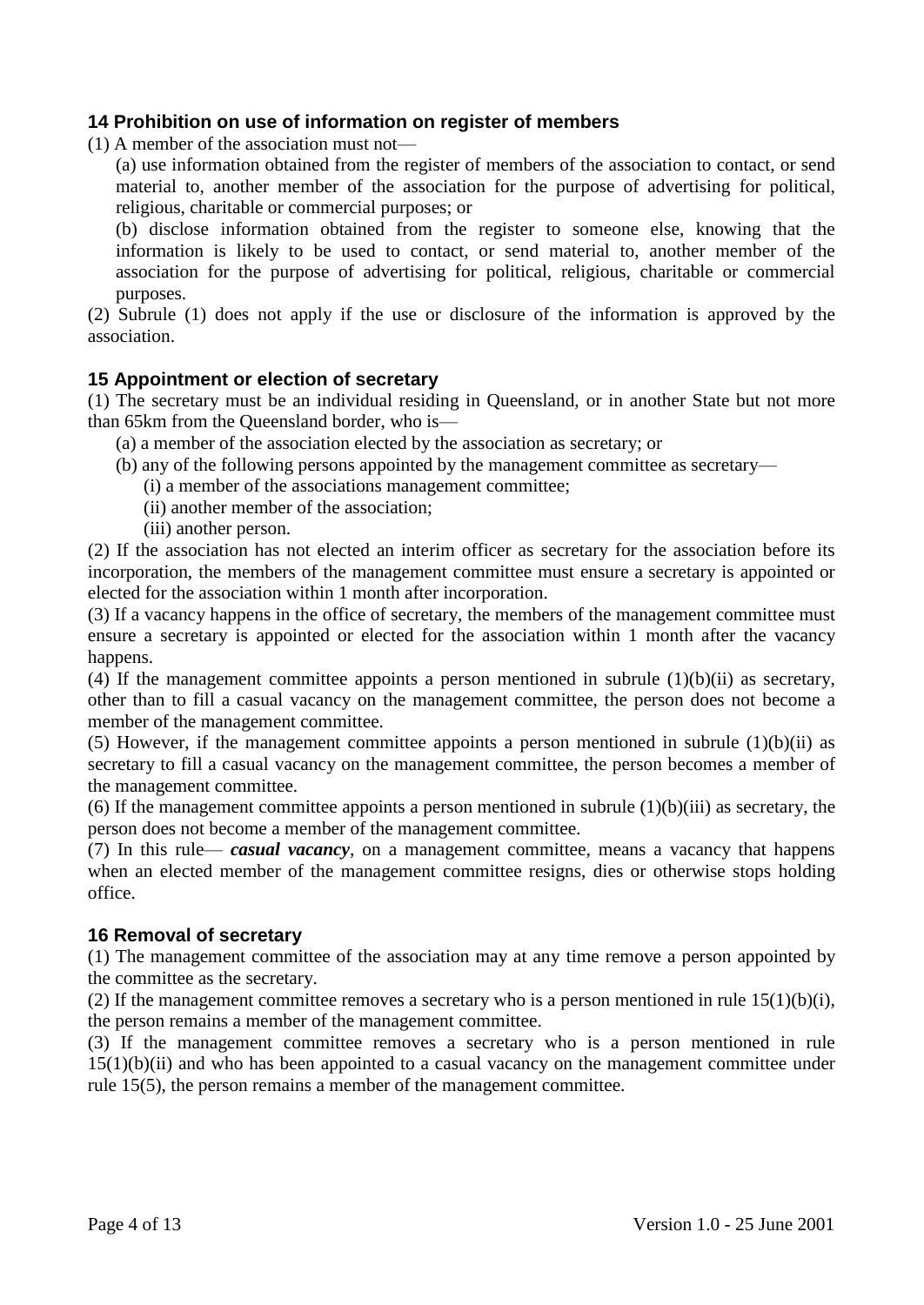## 14 Prohibition on use of information on register of members

(1) A member of the association must not—

(a) use information obtained from the register of members of the association to contact, or send material to, another member of the association for the purpose of advertising for political, religious, charitable or commercial purposes; or

(b) disclose information obtained from the register to someone else, knowing that the information is likely to be used to contact, or send material to, another member of the association for the purpose of advertising for political, religious, charitable or commercial purposes.

(2) Subrule (1) does not apply if the use or disclosure of the information is approved by the association.

## 15 Appointment or election of secretary

(1) The secretary must be an individual residing in Queensland, or in another State but not more than 65km from the Queensland border, who is—

(a) a member of the association elected by the association as secretary; or

(b) any of the following persons appointed by the management committee as secretary—

(i) a member of the associations management committee;

(ii) another member of the association;

(iii) another person.

(2) If the association has not elected an interim officer as secretary for the association before its incorporation, the members of the management committee must ensure a secretary is appointed or elected for the association within 1 month after incorporation.

(3) If a vacancy happens in the office of secretary, the members of the management committee must ensure a secretary is appointed or elected for the association within 1 month after the vacancy happens.

(4) If the management committee appoints a person mentioned in subrule (1)(b)(ii) as secretary, other than to fill a casual vacancy on the management committee, the person does not become a member of the management committee.

(5) However, if the management committee appoints a person mentioned in subrule (1)(b)(ii) as secretary to fill a casual vacancy on the management committee, the person becomes a member of the management committee.

(6) If the management committee appoints a person mentioned in subrule (1)(b)(iii) as secretary, the person does not become a member of the management committee.

(7) In this rule— ***casual vacancy***, on a management committee, means a vacancy that happens when an elected member of the management committee resigns, dies or otherwise stops holding office.

## 16 Removal of secretary

(1) The management committee of the association may at any time remove a person appointed by the committee as the secretary.

(2) If the management committee removes a secretary who is a person mentioned in rule 15(1)(b)(i), the person remains a member of the management committee.

(3) If the management committee removes a secretary who is a person mentioned in rule 15(1)(b)(ii) and who has been appointed to a casual vacancy on the management committee under rule 15(5), the person remains a member of the management committee.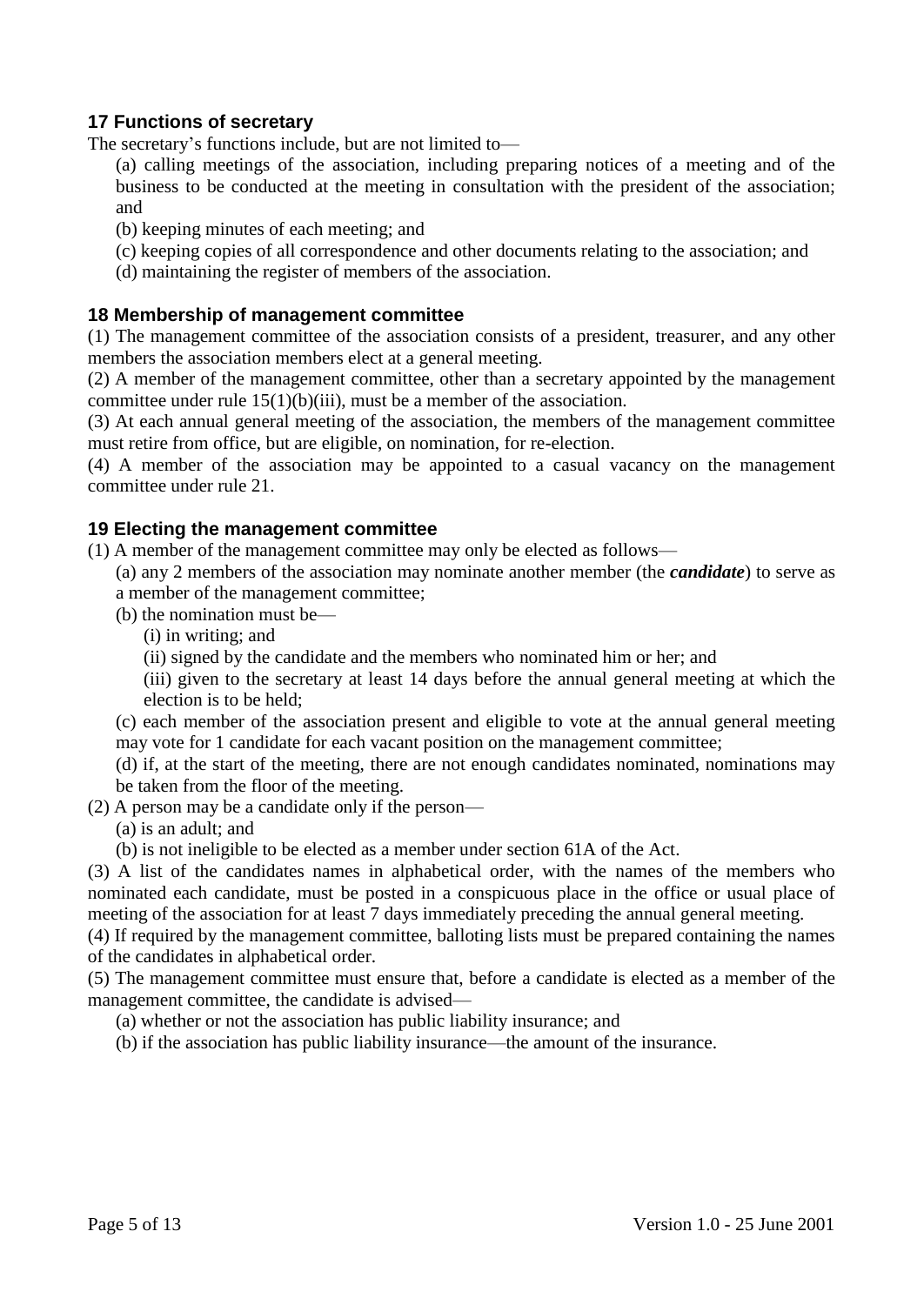## 17 Functions of secretary

The secretary's functions include, but are not limited to—

(a) calling meetings of the association, including preparing notices of a meeting and of the business to be conducted at the meeting in consultation with the president of the association; and

(b) keeping minutes of each meeting; and

(c) keeping copies of all correspondence and other documents relating to the association; and

(d) maintaining the register of members of the association.

## 18 Membership of management committee

(1) The management committee of the association consists of a president, treasurer, and any other members the association members elect at a general meeting.

(2) A member of the management committee, other than a secretary appointed by the management committee under rule 15(1)(b)(iii), must be a member of the association.

(3) At each annual general meeting of the association, the members of the management committee must retire from office, but are eligible, on nomination, for re-election.

(4) A member of the association may be appointed to a casual vacancy on the management committee under rule 21.

## 19 Electing the management committee

(1) A member of the management committee may only be elected as follows—

(a) any 2 members of the association may nominate another member (the ***candidate***) to serve as a member of the management committee;

(b) the nomination must be—

(i) in writing; and

(ii) signed by the candidate and the members who nominated him or her; and

(iii) given to the secretary at least 14 days before the annual general meeting at which the election is to be held;

(c) each member of the association present and eligible to vote at the annual general meeting may vote for 1 candidate for each vacant position on the management committee;

(d) if, at the start of the meeting, there are not enough candidates nominated, nominations may be taken from the floor of the meeting.

(2) A person may be a candidate only if the person—

(a) is an adult; and

(b) is not ineligible to be elected as a member under section 61A of the Act.

(3) A list of the candidates names in alphabetical order, with the names of the members who nominated each candidate, must be posted in a conspicuous place in the office or usual place of meeting of the association for at least 7 days immediately preceding the annual general meeting.

(4) If required by the management committee, balloting lists must be prepared containing the names of the candidates in alphabetical order.

(5) The management committee must ensure that, before a candidate is elected as a member of the management committee, the candidate is advised—

(a) whether or not the association has public liability insurance; and

(b) if the association has public liability insurance—the amount of the insurance.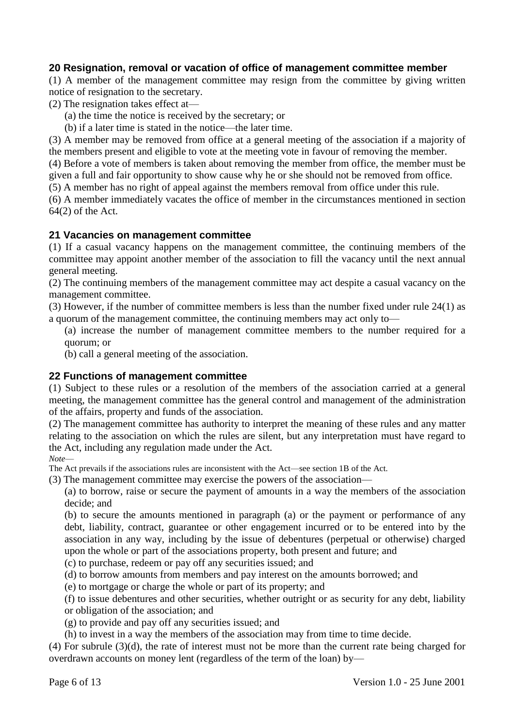### 20 Resignation, removal or vacation of office of management committee member

(1) A member of the management committee may resign from the committee by giving written notice of resignation to the secretary.

(2) The resignation takes effect at—

(a) the time the notice is received by the secretary; or

(b) if a later time is stated in the notice—the later time.

(3) A member may be removed from office at a general meeting of the association if a majority of the members present and eligible to vote at the meeting vote in favour of removing the member.

(4) Before a vote of members is taken about removing the member from office, the member must be given a full and fair opportunity to show cause why he or she should not be removed from office.

(5) A member has no right of appeal against the members removal from office under this rule.

(6) A member immediately vacates the office of member in the circumstances mentioned in section 64(2) of the Act.

### 21 Vacancies on management committee

(1) If a casual vacancy happens on the management committee, the continuing members of the committee may appoint another member of the association to fill the vacancy until the next annual general meeting.

(2) The continuing members of the management committee may act despite a casual vacancy on the management committee.

(3) However, if the number of committee members is less than the number fixed under rule 24(1) as a quorum of the management committee, the continuing members may act only to—

(a) increase the number of management committee members to the number required for a quorum; or

(b) call a general meeting of the association.

### 22 Functions of management committee

(1) Subject to these rules or a resolution of the members of the association carried at a general meeting, the management committee has the general control and management of the administration of the affairs, property and funds of the association.

(2) The management committee has authority to interpret the meaning of these rules and any matter relating to the association on which the rules are silent, but any interpretation must have regard to the Act, including any regulation made under the Act.

*Note*—

The Act prevails if the associations rules are inconsistent with the Act—see section 1B of the Act.

(3) The management committee may exercise the powers of the association—

(a) to borrow, raise or secure the payment of amounts in a way the members of the association decide; and

(b) to secure the amounts mentioned in paragraph (a) or the payment or performance of any debt, liability, contract, guarantee or other engagement incurred or to be entered into by the association in any way, including by the issue of debentures (perpetual or otherwise) charged upon the whole or part of the associations property, both present and future; and

(c) to purchase, redeem or pay off any securities issued; and

(d) to borrow amounts from members and pay interest on the amounts borrowed; and

(e) to mortgage or charge the whole or part of its property; and

(f) to issue debentures and other securities, whether outright or as security for any debt, liability or obligation of the association; and

(g) to provide and pay off any securities issued; and

(h) to invest in a way the members of the association may from time to time decide.

(4) For subrule (3)(d), the rate of interest must not be more than the current rate being charged for overdrawn accounts on money lent (regardless of the term of the loan) by—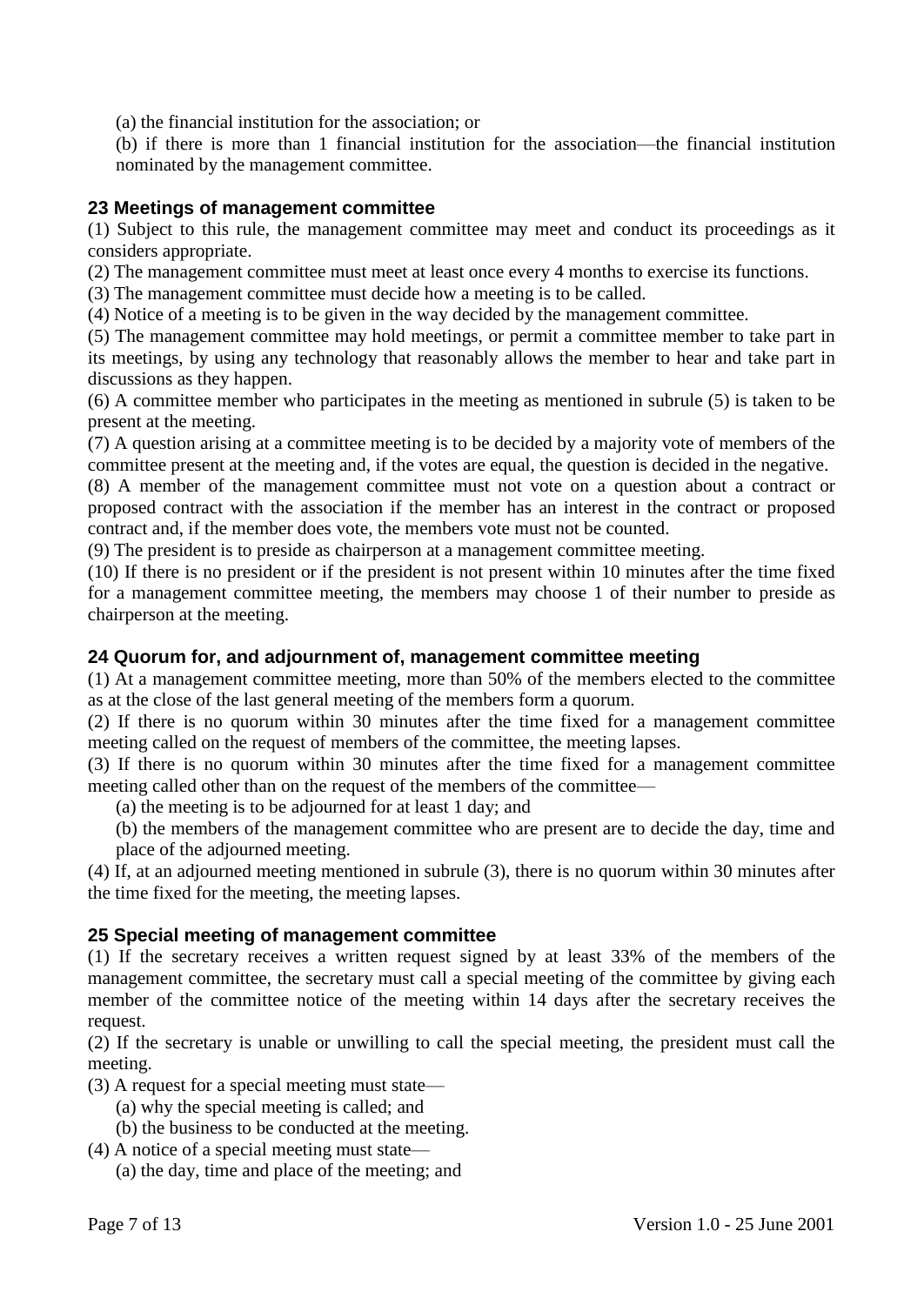(a) the financial institution for the association; or

(b) if there is more than 1 financial institution for the association—the financial institution nominated by the management committee.

### 23 Meetings of management committee

(1) Subject to this rule, the management committee may meet and conduct its proceedings as it considers appropriate.

(2) The management committee must meet at least once every 4 months to exercise its functions.

(3) The management committee must decide how a meeting is to be called.

(4) Notice of a meeting is to be given in the way decided by the management committee.

(5) The management committee may hold meetings, or permit a committee member to take part in its meetings, by using any technology that reasonably allows the member to hear and take part in discussions as they happen.

(6) A committee member who participates in the meeting as mentioned in subrule (5) is taken to be present at the meeting.

(7) A question arising at a committee meeting is to be decided by a majority vote of members of the committee present at the meeting and, if the votes are equal, the question is decided in the negative.

(8) A member of the management committee must not vote on a question about a contract or proposed contract with the association if the member has an interest in the contract or proposed contract and, if the member does vote, the members vote must not be counted.

(9) The president is to preside as chairperson at a management committee meeting.

(10) If there is no president or if the president is not present within 10 minutes after the time fixed for a management committee meeting, the members may choose 1 of their number to preside as chairperson at the meeting.

### 24 Quorum for, and adjournment of, management committee meeting

(1) At a management committee meeting, more than 50% of the members elected to the committee as at the close of the last general meeting of the members form a quorum.

(2) If there is no quorum within 30 minutes after the time fixed for a management committee meeting called on the request of members of the committee, the meeting lapses.

(3) If there is no quorum within 30 minutes after the time fixed for a management committee meeting called other than on the request of the members of the committee—

(a) the meeting is to be adjourned for at least 1 day; and

(b) the members of the management committee who are present are to decide the day, time and place of the adjourned meeting.

(4) If, at an adjourned meeting mentioned in subrule (3), there is no quorum within 30 minutes after the time fixed for the meeting, the meeting lapses.

### 25 Special meeting of management committee

(1) If the secretary receives a written request signed by at least 33% of the members of the management committee, the secretary must call a special meeting of the committee by giving each member of the committee notice of the meeting within 14 days after the secretary receives the request.

(2) If the secretary is unable or unwilling to call the special meeting, the president must call the meeting.

(3) A request for a special meeting must state—

(a) why the special meeting is called; and

(b) the business to be conducted at the meeting.

(4) A notice of a special meeting must state—

(a) the day, time and place of the meeting; and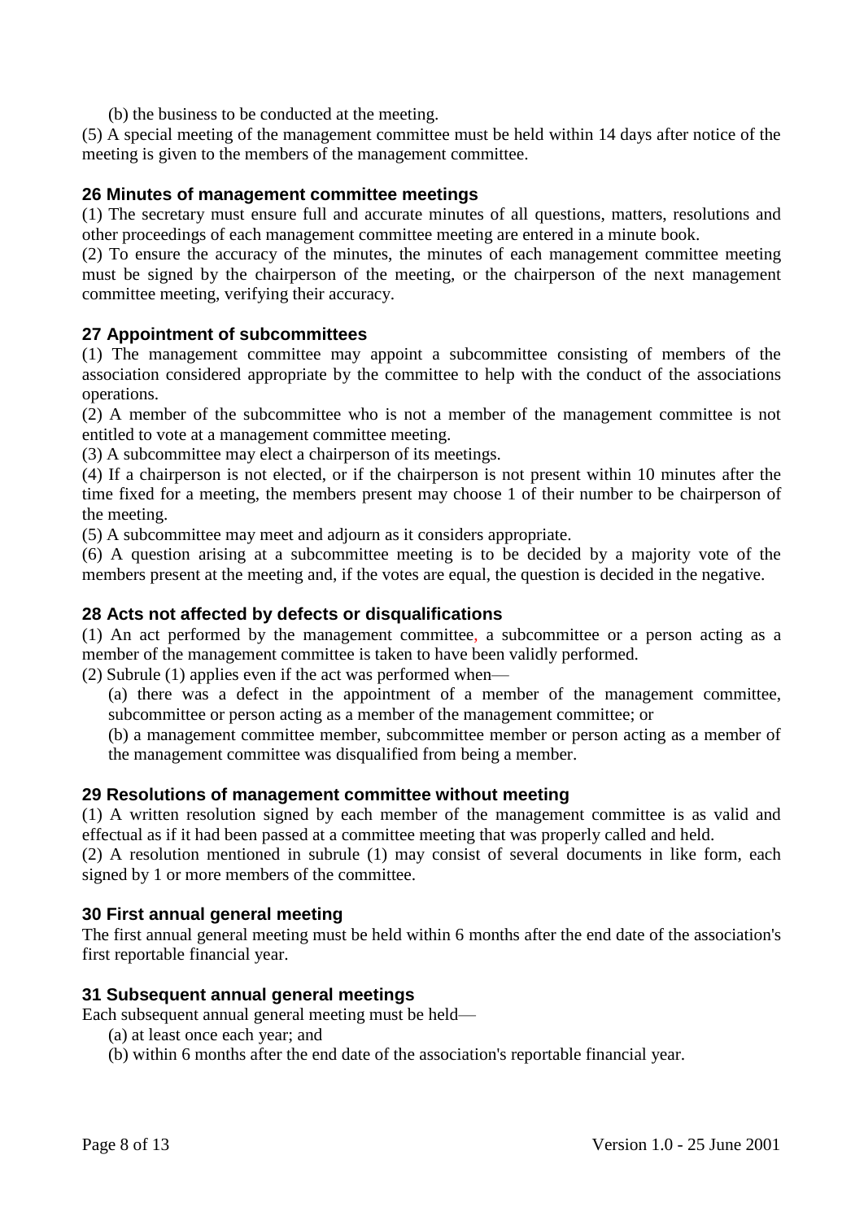(b) the business to be conducted at the meeting.

(5) A special meeting of the management committee must be held within 14 days after notice of the meeting is given to the members of the management committee.

### 26 Minutes of management committee meetings

(1) The secretary must ensure full and accurate minutes of all questions, matters, resolutions and other proceedings of each management committee meeting are entered in a minute book.

(2) To ensure the accuracy of the minutes, the minutes of each management committee meeting must be signed by the chairperson of the meeting, or the chairperson of the next management committee meeting, verifying their accuracy.

### 27 Appointment of subcommittees

(1) The management committee may appoint a subcommittee consisting of members of the association considered appropriate by the committee to help with the conduct of the associations operations.

(2) A member of the subcommittee who is not a member of the management committee is not entitled to vote at a management committee meeting.

(3) A subcommittee may elect a chairperson of its meetings.

(4) If a chairperson is not elected, or if the chairperson is not present within 10 minutes after the time fixed for a meeting, the members present may choose 1 of their number to be chairperson of the meeting.

(5) A subcommittee may meet and adjourn as it considers appropriate.

(6) A question arising at a subcommittee meeting is to be decided by a majority vote of the members present at the meeting and, if the votes are equal, the question is decided in the negative.

### 28 Acts not affected by defects or disqualifications

(1) An act performed by the management committee, a subcommittee or a person acting as a member of the management committee is taken to have been validly performed.

(2) Subrule (1) applies even if the act was performed when—

(a) there was a defect in the appointment of a member of the management committee, subcommittee or person acting as a member of the management committee; or

(b) a management committee member, subcommittee member or person acting as a member of the management committee was disqualified from being a member.

### 29 Resolutions of management committee without meeting

(1) A written resolution signed by each member of the management committee is as valid and effectual as if it had been passed at a committee meeting that was properly called and held.

(2) A resolution mentioned in subrule (1) may consist of several documents in like form, each signed by 1 or more members of the committee.

### 30 First annual general meeting

The first annual general meeting must be held within 6 months after the end date of the association's first reportable financial year.

### 31 Subsequent annual general meetings

Each subsequent annual general meeting must be held—

(a) at least once each year; and

(b) within 6 months after the end date of the association's reportable financial year.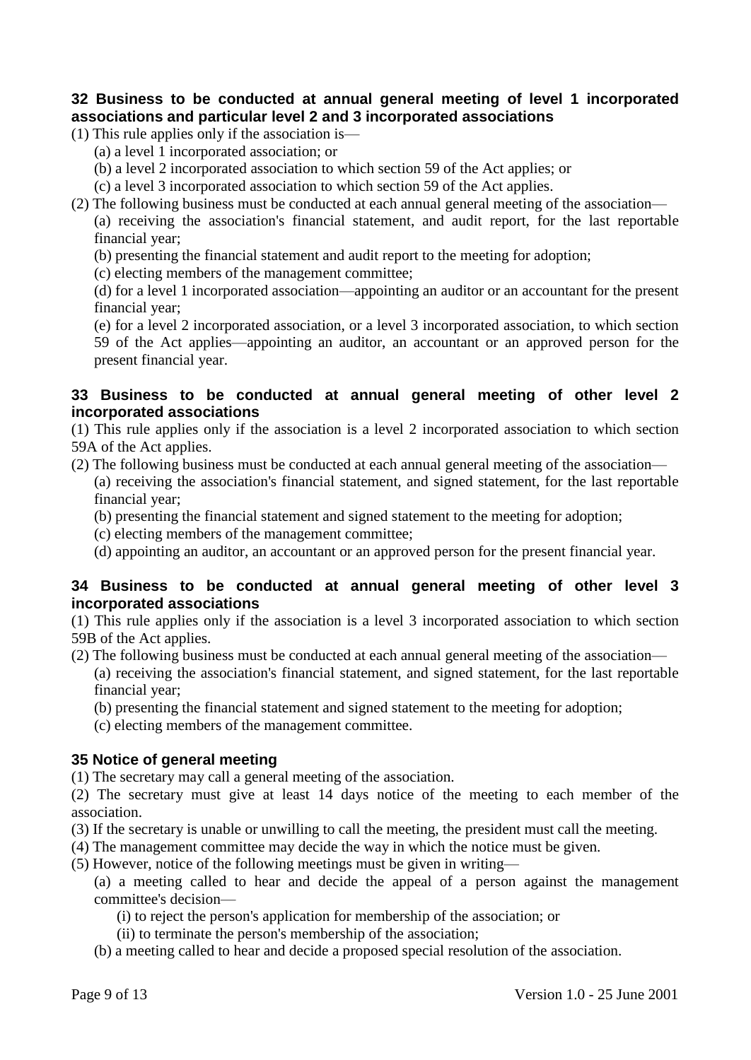### 32 Business to be conducted at annual general meeting of level 1 incorporated associations and particular level 2 and 3 incorporated associations

(1) This rule applies only if the association is—

(a) a level 1 incorporated association; or

(b) a level 2 incorporated association to which section 59 of the Act applies; or

(c) a level 3 incorporated association to which section 59 of the Act applies.

(2) The following business must be conducted at each annual general meeting of the association—

(a) receiving the association's financial statement, and audit report, for the last reportable financial year;

(b) presenting the financial statement and audit report to the meeting for adoption;

(c) electing members of the management committee;

(d) for a level 1 incorporated association—appointing an auditor or an accountant for the present financial year;

(e) for a level 2 incorporated association, or a level 3 incorporated association, to which section 59 of the Act applies—appointing an auditor, an accountant or an approved person for the present financial year.

### 33 Business to be conducted at annual general meeting of other level 2 incorporated associations

(1) This rule applies only if the association is a level 2 incorporated association to which section 59A of the Act applies.

(2) The following business must be conducted at each annual general meeting of the association—

(a) receiving the association's financial statement, and signed statement, for the last reportable financial year;

(b) presenting the financial statement and signed statement to the meeting for adoption;

(c) electing members of the management committee;

(d) appointing an auditor, an accountant or an approved person for the present financial year.

### 34 Business to be conducted at annual general meeting of other level 3 incorporated associations

(1) This rule applies only if the association is a level 3 incorporated association to which section 59B of the Act applies.

(2) The following business must be conducted at each annual general meeting of the association—

(a) receiving the association's financial statement, and signed statement, for the last reportable financial year;

(b) presenting the financial statement and signed statement to the meeting for adoption;

(c) electing members of the management committee.

### 35 Notice of general meeting

(1) The secretary may call a general meeting of the association.

(2) The secretary must give at least 14 days notice of the meeting to each member of the association.

(3) If the secretary is unable or unwilling to call the meeting, the president must call the meeting.

(4) The management committee may decide the way in which the notice must be given.

(5) However, notice of the following meetings must be given in writing—

(a) a meeting called to hear and decide the appeal of a person against the management committee's decision—

(i) to reject the person's application for membership of the association; or

(ii) to terminate the person's membership of the association;

(b) a meeting called to hear and decide a proposed special resolution of the association.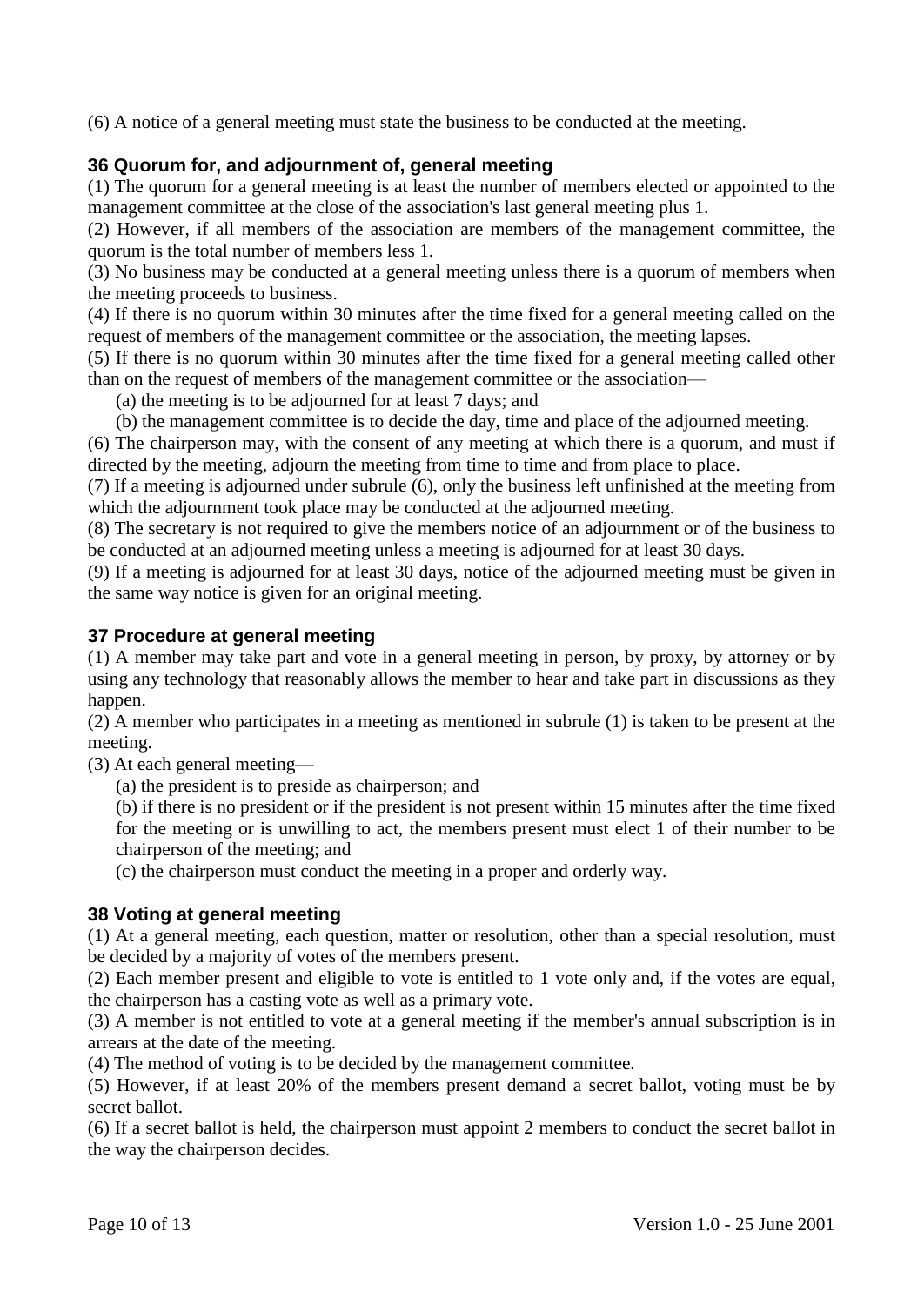(6) A notice of a general meeting must state the business to be conducted at the meeting.

### 36 Quorum for, and adjournment of, general meeting

(1) The quorum for a general meeting is at least the number of members elected or appointed to the management committee at the close of the association's last general meeting plus 1.

(2) However, if all members of the association are members of the management committee, the quorum is the total number of members less 1.

(3) No business may be conducted at a general meeting unless there is a quorum of members when the meeting proceeds to business.

(4) If there is no quorum within 30 minutes after the time fixed for a general meeting called on the request of members of the management committee or the association, the meeting lapses.

(5) If there is no quorum within 30 minutes after the time fixed for a general meeting called other than on the request of members of the management committee or the association—

(a) the meeting is to be adjourned for at least 7 days; and

(b) the management committee is to decide the day, time and place of the adjourned meeting.

(6) The chairperson may, with the consent of any meeting at which there is a quorum, and must if directed by the meeting, adjourn the meeting from time to time and from place to place.

(7) If a meeting is adjourned under subrule (6), only the business left unfinished at the meeting from which the adjournment took place may be conducted at the adjourned meeting.

(8) The secretary is not required to give the members notice of an adjournment or of the business to be conducted at an adjourned meeting unless a meeting is adjourned for at least 30 days.

(9) If a meeting is adjourned for at least 30 days, notice of the adjourned meeting must be given in the same way notice is given for an original meeting.

### 37 Procedure at general meeting

(1) A member may take part and vote in a general meeting in person, by proxy, by attorney or by using any technology that reasonably allows the member to hear and take part in discussions as they happen.

(2) A member who participates in a meeting as mentioned in subrule (1) is taken to be present at the meeting.

(3) At each general meeting—

(a) the president is to preside as chairperson; and

(b) if there is no president or if the president is not present within 15 minutes after the time fixed for the meeting or is unwilling to act, the members present must elect 1 of their number to be chairperson of the meeting; and

(c) the chairperson must conduct the meeting in a proper and orderly way.

### 38 Voting at general meeting

(1) At a general meeting, each question, matter or resolution, other than a special resolution, must be decided by a majority of votes of the members present.

(2) Each member present and eligible to vote is entitled to 1 vote only and, if the votes are equal, the chairperson has a casting vote as well as a primary vote.

(3) A member is not entitled to vote at a general meeting if the member's annual subscription is in arrears at the date of the meeting.

(4) The method of voting is to be decided by the management committee.

(5) However, if at least 20% of the members present demand a secret ballot, voting must be by secret ballot.

(6) If a secret ballot is held, the chairperson must appoint 2 members to conduct the secret ballot in the way the chairperson decides.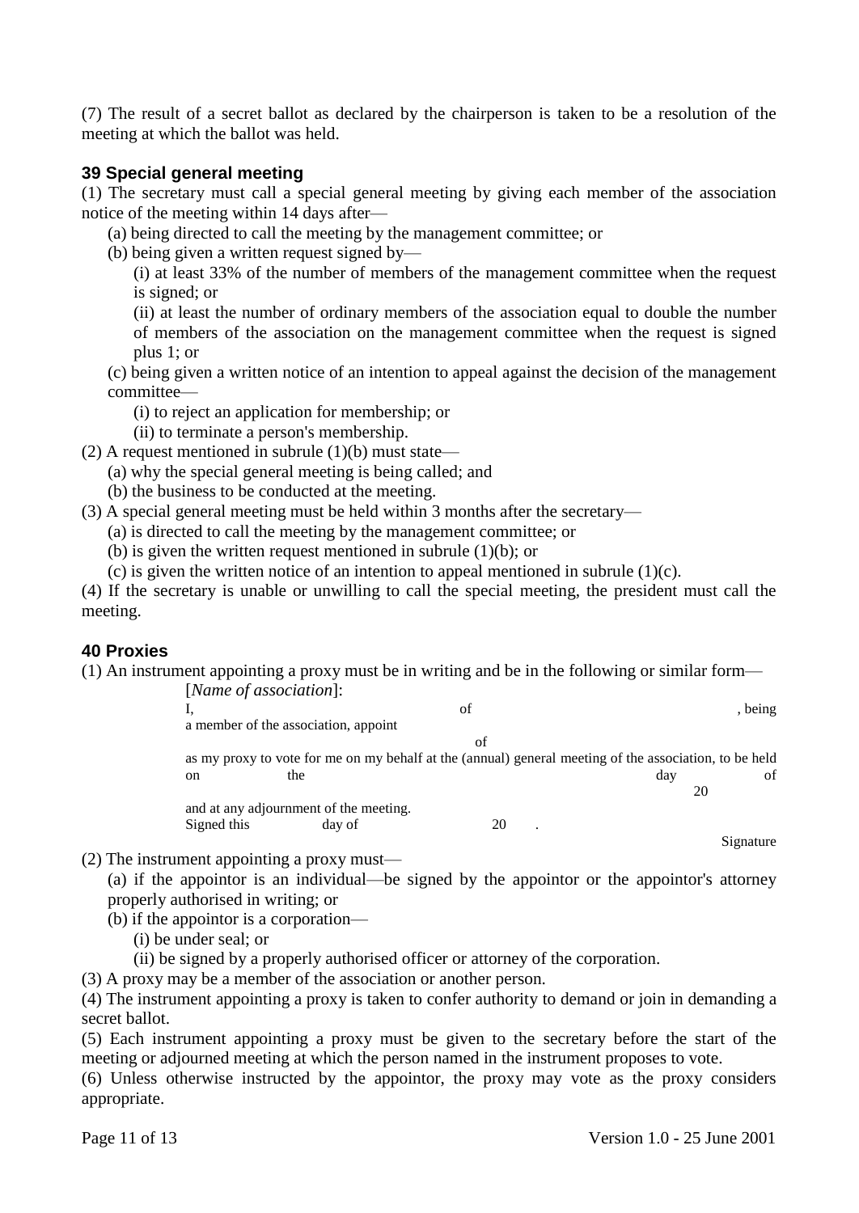(7) The result of a secret ballot as declared by the chairperson is taken to be a resolution of the meeting at which the ballot was held.

### 39 Special general meeting

(1) The secretary must call a special general meeting by giving each member of the association notice of the meeting within 14 days after—

(a) being directed to call the meeting by the management committee; or

(b) being given a written request signed by—

(i) at least 33% of the number of members of the management committee when the request is signed; or

(ii) at least the number of ordinary members of the association equal to double the number of members of the association on the management committee when the request is signed plus 1; or

(c) being given a written notice of an intention to appeal against the decision of the management committee—

(i) to reject an application for membership; or

(ii) to terminate a person's membership.

(2) A request mentioned in subrule (1)(b) must state—

(a) why the special general meeting is being called; and

(b) the business to be conducted at the meeting.

(3) A special general meeting must be held within 3 months after the secretary—

(a) is directed to call the meeting by the management committee; or

(b) is given the written request mentioned in subrule (1)(b); or

(c) is given the written notice of an intention to appeal mentioned in subrule (1)(c).

(4) If the secretary is unable or unwilling to call the special meeting, the president must call the meeting.

### 40 Proxies

(1) An instrument appointing a proxy must be in writing and be in the following or similar form—

> [*Name of association*]:
>
> I, of , being a member of the association, appoint of as my proxy to vote for me on my behalf at the (annual) general meeting of the association, to be held on the day of 20 and at any adjournment of the meeting.
>
> Signed this day of 20 .
>
> Signature

(2) The instrument appointing a proxy must—

(a) if the appointor is an individual—be signed by the appointor or the appointor's attorney properly authorised in writing; or

(b) if the appointor is a corporation—

(i) be under seal; or

(ii) be signed by a properly authorised officer or attorney of the corporation.

(3) A proxy may be a member of the association or another person.

(4) The instrument appointing a proxy is taken to confer authority to demand or join in demanding a secret ballot.

(5) Each instrument appointing a proxy must be given to the secretary before the start of the meeting or adjourned meeting at which the person named in the instrument proposes to vote.

(6) Unless otherwise instructed by the appointor, the proxy may vote as the proxy considers appropriate.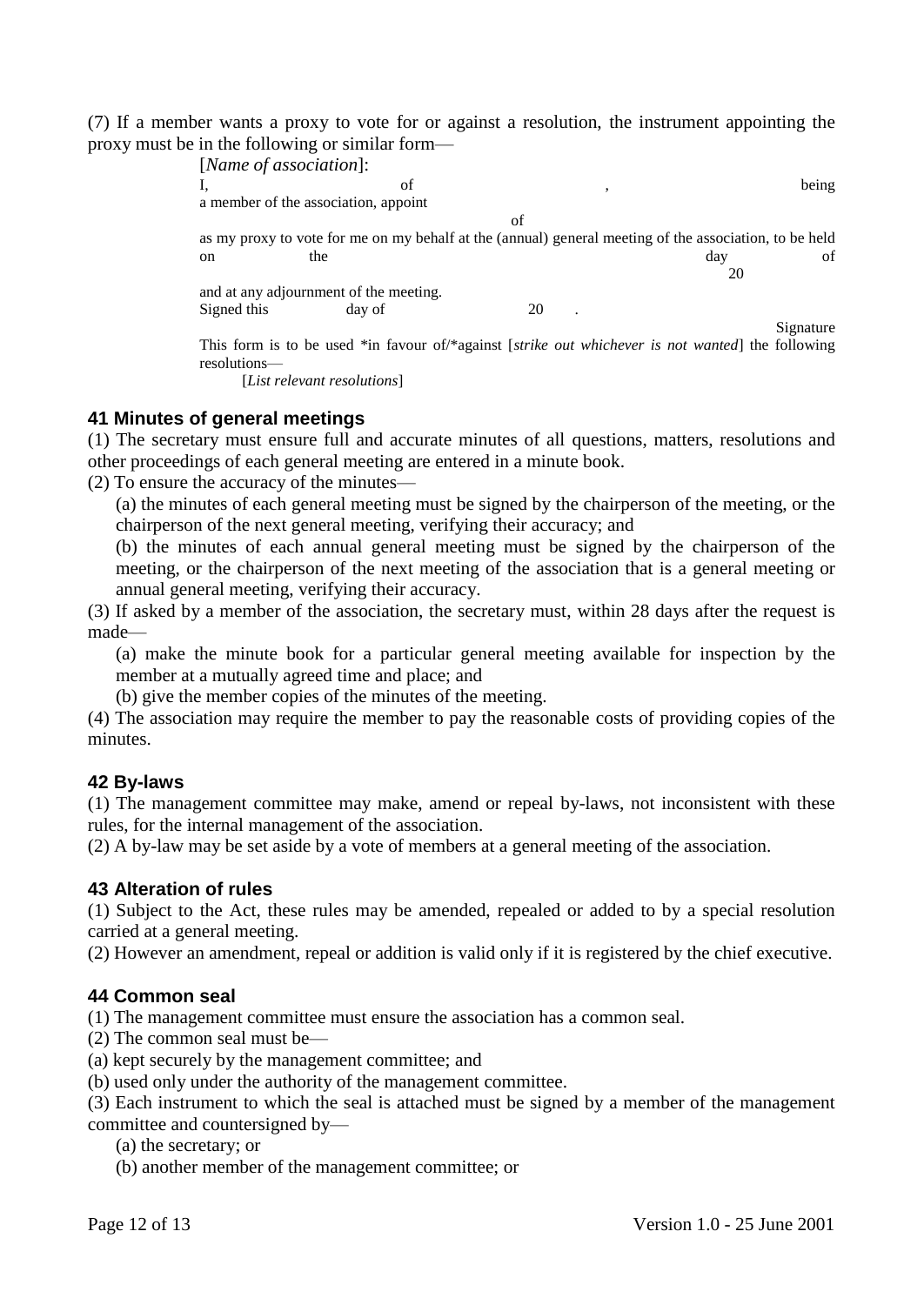(7) If a member wants a proxy to vote for or against a resolution, the instrument appointing the proxy must be in the following or similar form—

> [*Name of association*]:
>
> I, of , being a member of the association, appoint of
>
> as my proxy to vote for me on my behalf at the (annual) general meeting of the association, to be held on the day of 20
>
> and at any adjournment of the meeting.
>
> Signed this day of 20 .
>
> Signature
>
> This form is to be used *in favour of/*against [*strike out whichever is not wanted*] the following resolutions—
>
> [*List relevant resolutions*]

### 41 Minutes of general meetings

(1) The secretary must ensure full and accurate minutes of all questions, matters, resolutions and other proceedings of each general meeting are entered in a minute book.

(2) To ensure the accuracy of the minutes—

(a) the minutes of each general meeting must be signed by the chairperson of the meeting, or the chairperson of the next general meeting, verifying their accuracy; and

(b) the minutes of each annual general meeting must be signed by the chairperson of the meeting, or the chairperson of the next meeting of the association that is a general meeting or annual general meeting, verifying their accuracy.

(3) If asked by a member of the association, the secretary must, within 28 days after the request is made—

(a) make the minute book for a particular general meeting available for inspection by the member at a mutually agreed time and place; and

(b) give the member copies of the minutes of the meeting.

(4) The association may require the member to pay the reasonable costs of providing copies of the minutes.

### 42 By-laws

(1) The management committee may make, amend or repeal by-laws, not inconsistent with these rules, for the internal management of the association.

(2) A by-law may be set aside by a vote of members at a general meeting of the association.

### 43 Alteration of rules

(1) Subject to the Act, these rules may be amended, repealed or added to by a special resolution carried at a general meeting.

(2) However an amendment, repeal or addition is valid only if it is registered by the chief executive.

### 44 Common seal

(1) The management committee must ensure the association has a common seal.

(2) The common seal must be—

(a) kept securely by the management committee; and

(b) used only under the authority of the management committee.

(3) Each instrument to which the seal is attached must be signed by a member of the management committee and countersigned by—

(a) the secretary; or

(b) another member of the management committee; or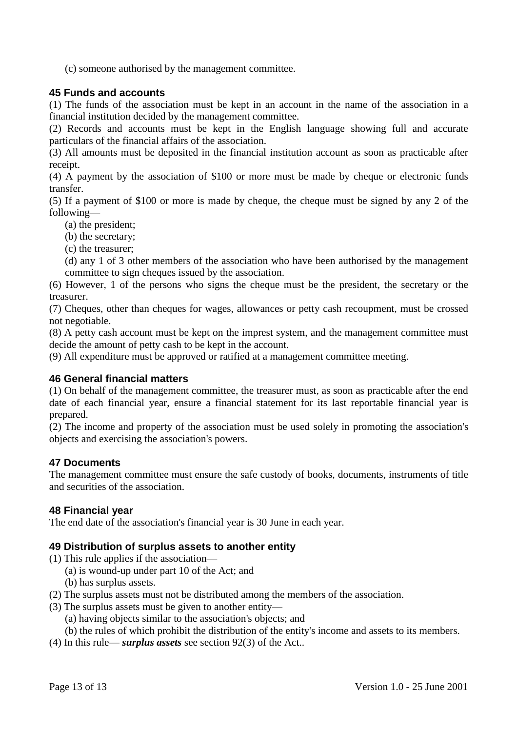(c) someone authorised by the management committee.

### 45 Funds and accounts

(1) The funds of the association must be kept in an account in the name of the association in a financial institution decided by the management committee.

(2) Records and accounts must be kept in the English language showing full and accurate particulars of the financial affairs of the association.

(3) All amounts must be deposited in the financial institution account as soon as practicable after receipt.

(4) A payment by the association of $100 or more must be made by cheque or electronic funds transfer.

(5) If a payment of $100 or more is made by cheque, the cheque must be signed by any 2 of the following—

(a) the president;

(b) the secretary;

(c) the treasurer;

(d) any 1 of 3 other members of the association who have been authorised by the management committee to sign cheques issued by the association.

(6) However, 1 of the persons who signs the cheque must be the president, the secretary or the treasurer.

(7) Cheques, other than cheques for wages, allowances or petty cash recoupment, must be crossed not negotiable.

(8) A petty cash account must be kept on the imprest system, and the management committee must decide the amount of petty cash to be kept in the account.

(9) All expenditure must be approved or ratified at a management committee meeting.

### 46 General financial matters

(1) On behalf of the management committee, the treasurer must, as soon as practicable after the end date of each financial year, ensure a financial statement for its last reportable financial year is prepared.

(2) The income and property of the association must be used solely in promoting the association's objects and exercising the association's powers.

### 47 Documents

The management committee must ensure the safe custody of books, documents, instruments of title and securities of the association.

### 48 Financial year

The end date of the association's financial year is 30 June in each year.

### 49 Distribution of surplus assets to another entity

(1) This rule applies if the association—

(a) is wound-up under part 10 of the Act; and

(b) has surplus assets.

(2) The surplus assets must not be distributed among the members of the association.

(3) The surplus assets must be given to another entity—

(a) having objects similar to the association's objects; and

(b) the rules of which prohibit the distribution of the entity's income and assets to its members.

(4) In this rule— ***surplus assets*** see section 92(3) of the Act..

Version 1.0 - 25 June 2001